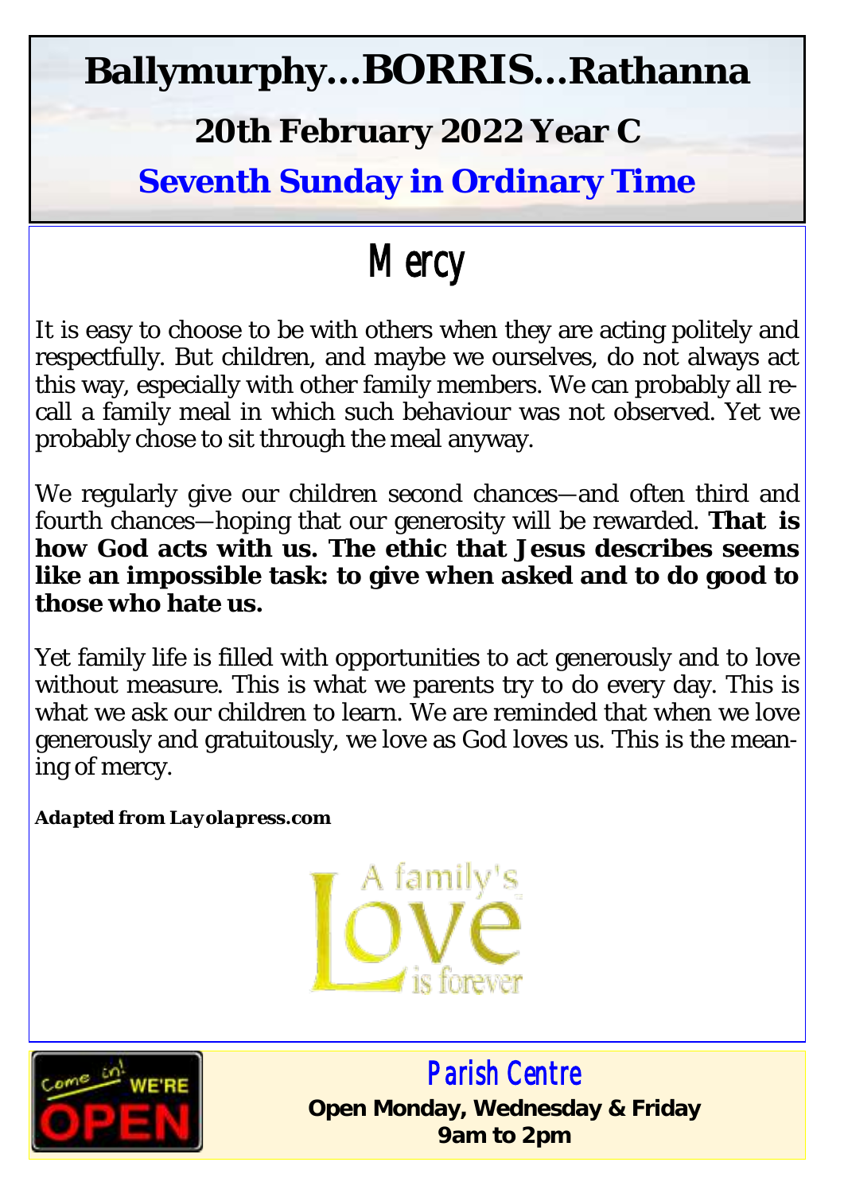# Ballymurphy…BORRIS…Rathanna

## 20th February 2022 Year C

## Seventh Sunday in Ordinary Time

# Mercy

It is easy to choose to be with others when they are acting politely and respectfully. But children, and maybe we ourselves, do not always act this way, especially with other family members. We can probably all recall a family meal in which such behaviour was not observed. Yet we probably chose to sit through the meal anyway.

We regularly give our children second chances—and often third and fourth chances—hoping that our generosity will be rewarded. **That is how God acts with us. The ethic that Jesus describes seems like an impossible task: to give when asked and to do good to those who hate us.**

Yet family life is filled with opportunities to act generously and to love without measure. This is what we parents try to do every day. This is what we ask our children to learn. We are reminded that when we love generously and gratuitously, we love as God loves us. This is the meaning of mercy.

***Adapted from Layolapress.com***

A family's Love is forever

Come in! WE'RE OPEN

## Parish Centre

**Open Monday, Wednesday & Friday**
**9am to 2pm**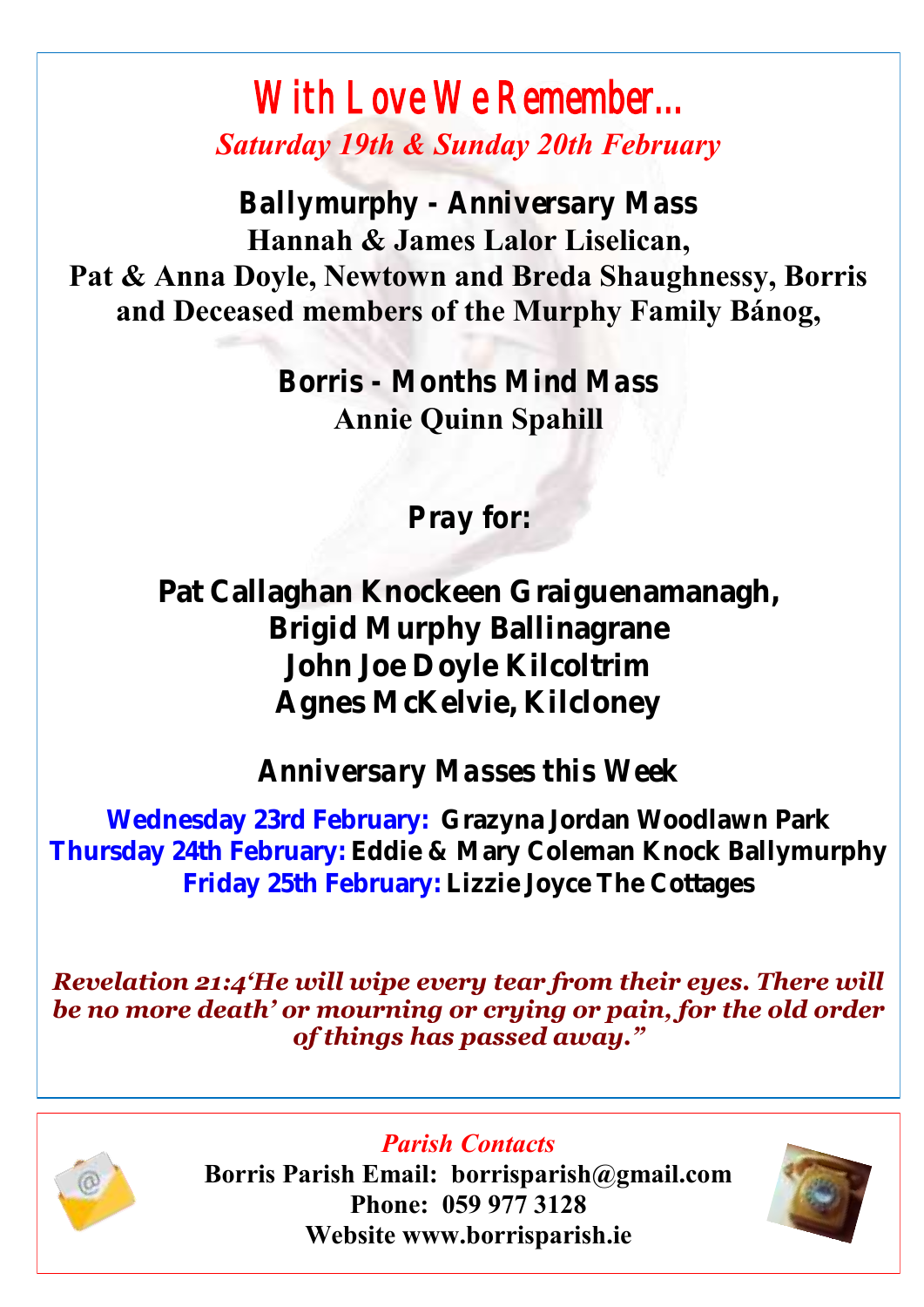# With Love We Remember...

*Saturday 19th & Sunday 20th February*

**Ballymurphy - Anniversary Mass**

**Hannah & James Lalor Liselican,**
**Pat & Anna Doyle, Newtown and Breda Shaughnessy, Borris and Deceased members of the Murphy Family Bánog,**

**Borris - Months Mind Mass**

**Annie Quinn Spahill**

**Pray for:**

**Pat Callaghan Knockeen Graiguenamanagh,**
**Brigid Murphy Ballinagrane**
**John Joe Doyle Kilcoltrim**
**Agnes McKelvie, Kilcloney**

**Anniversary Masses this Week**

**Wednesday 23rd February:** Grazyna Jordan Woodlawn Park
**Thursday 24th February:** Eddie & Mary Coleman Knock Ballymurphy
**Friday 25th February:** Lizzie Joyce The Cottages

***Revelation 21:4'He will wipe every tear from their eyes. There will be no more death' or mourning or crying or pain, for the old order of things has passed away."***

*Parish Contacts*

**Borris Parish Email: borrisparish@gmail.com**
**Phone: 059 977 3128**
**Website www.borrisparish.ie**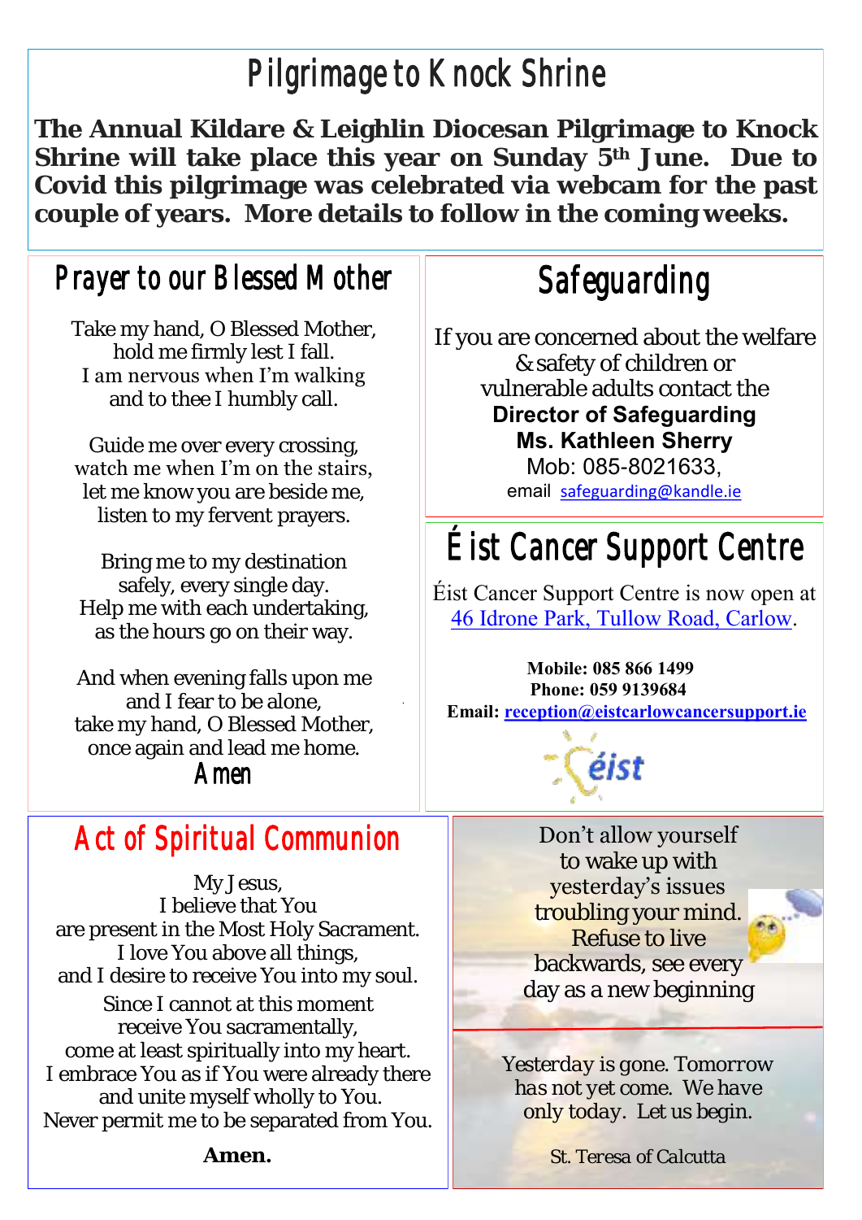# Pilgrimage to Knock Shrine

**The Annual Kildare & Leighlin Diocesan Pilgrimage to Knock Shrine will take place this year on Sunday 5th June. Due to Covid this pilgrimage was celebrated via webcam for the past couple of years. More details to follow in the coming weeks.**

## Prayer to our Blessed Mother

Take my hand, O Blessed Mother,
hold me firmly lest I fall.
I am nervous when I'm walking
and to thee I humbly call.

Guide me over every crossing,
watch me when I'm on the stairs,
let me know you are beside me,
listen to my fervent prayers.

Bring me to my destination
safely, every single day.
Help me with each undertaking,
as the hours go on their way.

And when evening falls upon me
and I fear to be alone,
take my hand, O Blessed Mother,
once again and lead me home.

Amen

## Safeguarding

If you are concerned about the welfare & safety of children or vulnerable adults contact the

**Director of Safeguarding**
**Ms. Kathleen Sherry**
Mob: 085-8021633,
email safeguarding@kandle.ie

## Éist Cancer Support Centre

Éist Cancer Support Centre is now open at 46 Idrone Park, Tullow Road, Carlow.

**Mobile: 085 866 1499**
**Phone: 059 9139684**
**Email: reception@eistcarlowcancersupport.ie**

éist

## Act of Spiritual Communion

My Jesus,
I believe that You
are present in the Most Holy Sacrament.
I love You above all things,
and I desire to receive You into my soul.
Since I cannot at this moment
receive You sacramentally,
come at least spiritually into my heart.
I embrace You as if You were already there
and unite myself wholly to You.
Never permit me to be separated from You.

**Amen.**

Don't allow yourself to wake up with yesterday's issues troubling your mind. Refuse to live backwards, see every day as a new beginning

Yesterday is gone. Tomorrow has not yet come. We have only today. Let us begin.

St. Teresa of Calcutta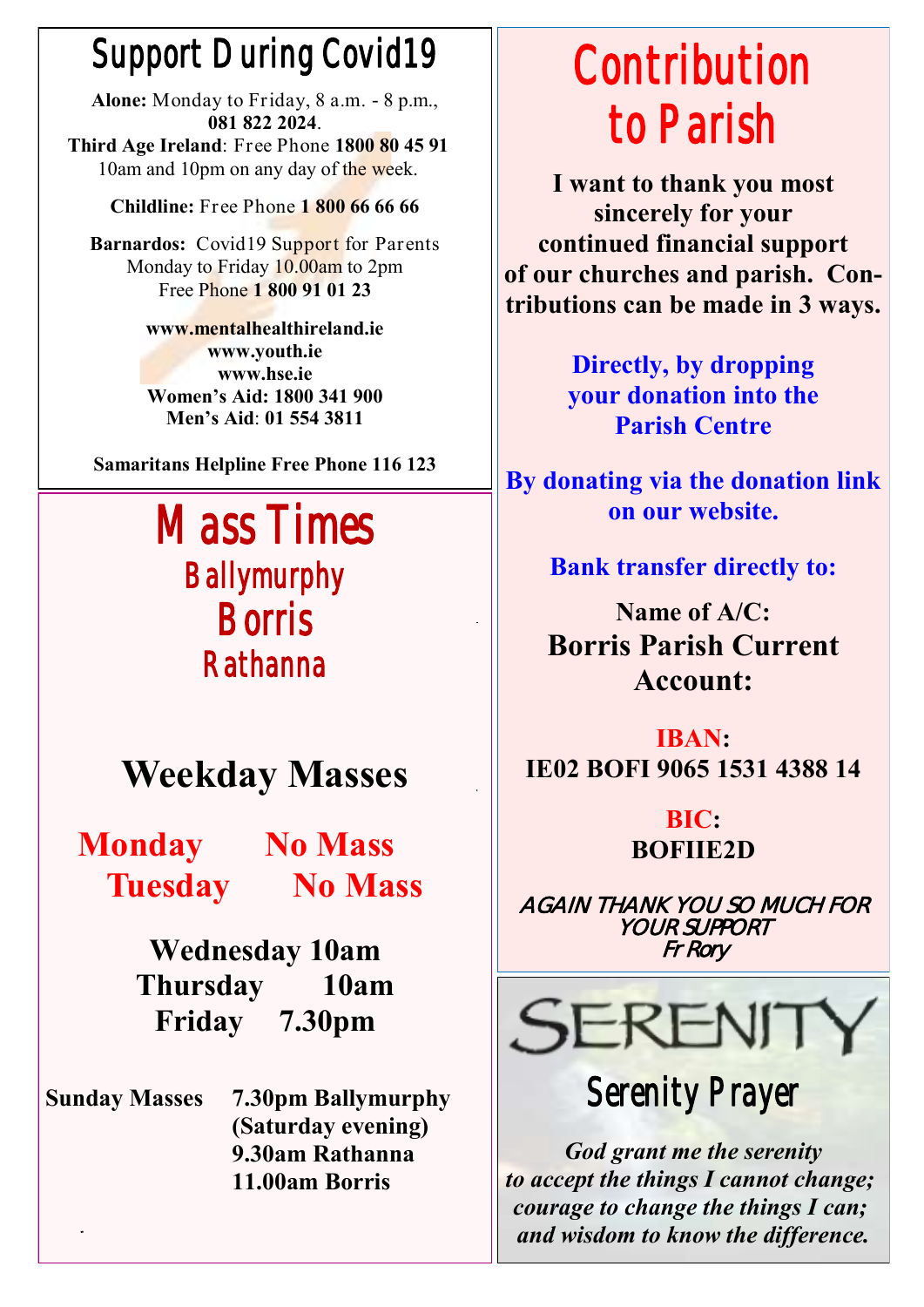# Support During Covid19

**Alone:** Monday to Friday, 8 a.m. - 8 p.m., **081 822 2024**.
**Third Age Ireland**: Free Phone **1800 80 45 91** 10am and 10pm on any day of the week.

**Childline:** Free Phone **1 800 66 66 66**

**Barnardos:** Covid19 Support for Parents Monday to Friday 10.00am to 2pm Free Phone **1 800 91 01 23**

**www.mentalhealthireland.ie**
**www.youth.ie**
**www.hse.ie**
**Women's Aid: 1800 341 900**
**Men's Aid**: **01 554 3811**

**Samaritans Helpline Free Phone 116 123**

# Mass Times

## Ballymurphy
## Borris
## Rathanna

## Weekday Masses

**Monday No Mass**
**Tuesday No Mass**

**Wednesday 10am**
**Thursday 10am**
**Friday 7.30pm**

**Sunday Masses** **7.30pm Ballymurphy (Saturday evening)**
**9.30am Rathanna**
**11.00am Borris**

# Contribution to Parish

**I want to thank you most sincerely for your continued financial support of our churches and parish. Contributions can be made in 3 ways.**

**Directly, by dropping your donation into the Parish Centre**

**By donating via the donation link on our website.**

**Bank transfer directly to:**

**Name of A/C:**
**Borris Parish Current Account:**

**IBAN:**
**IE02 BOFI 9065 1531 4388 14**

**BIC:**
**BOFIIE2D**

*AGAIN THANK YOU SO MUCH FOR YOUR SUPPORT*
*Fr Rory*

# SERENITY

## Serenity Prayer

***God grant me the serenity to accept the things I cannot change; courage to change the things I can; and wisdom to know the difference.***